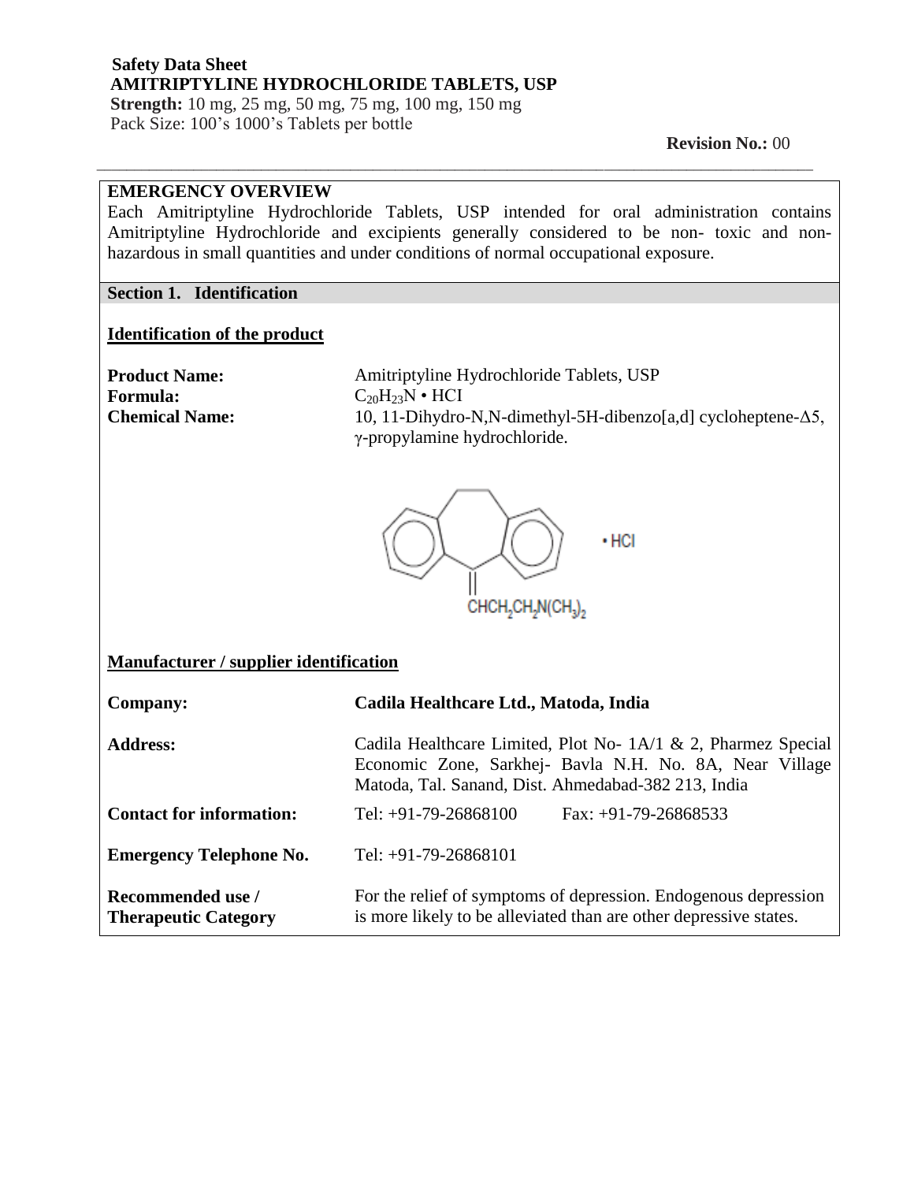**Safety Data Sheet**
**AMITRIPTYLINE HYDROCHLORIDE TABLETS, USP**
**Strength:** 10 mg, 25 mg, 50 mg, 75 mg, 100 mg, 150 mg
Pack Size: 100's 1000's Tablets per bottle

**Revision No.:** 00

## EMERGENCY OVERVIEW

Each Amitriptyline Hydrochloride Tablets, USP intended for oral administration contains Amitriptyline Hydrochloride and excipients generally considered to be non- toxic and non-hazardous in small quantities and under conditions of normal occupational exposure.

## Section 1. Identification

### Identification of the product

**Product Name:** Amitriptyline Hydrochloride Tablets, USP

**Formula:** $C_{20}H_{23}N \cdot HCI$

**Chemical Name:** 10, 11-Dihydro-N,N-dimethyl-5H-dibenzo[a,d] cycloheptene-Δ5, γ-propylamine hydrochloride.

$CHCH_2CH_2N(CH_3)_2$ • HCl

### Manufacturer / supplier identification

| | |
|---|---|
| **Company:** | **Cadila Healthcare Ltd., Matoda, India** |
| **Address:** | Cadila Healthcare Limited, Plot No- 1A/1 & 2, Pharmez Special Economic Zone, Sarkhej- Bavla N.H. No. 8A, Near Village Matoda, Tal. Sanand, Dist. Ahmedabad-382 213, India |
| **Contact for information:** | Tel: +91-79-26868100 Fax: +91-79-26868533 |
| **Emergency Telephone No.** | Tel: +91-79-26868101 |
| **Recommended use / Therapeutic Category** | For the relief of symptoms of depression. Endogenous depression is more likely to be alleviated than are other depressive states. |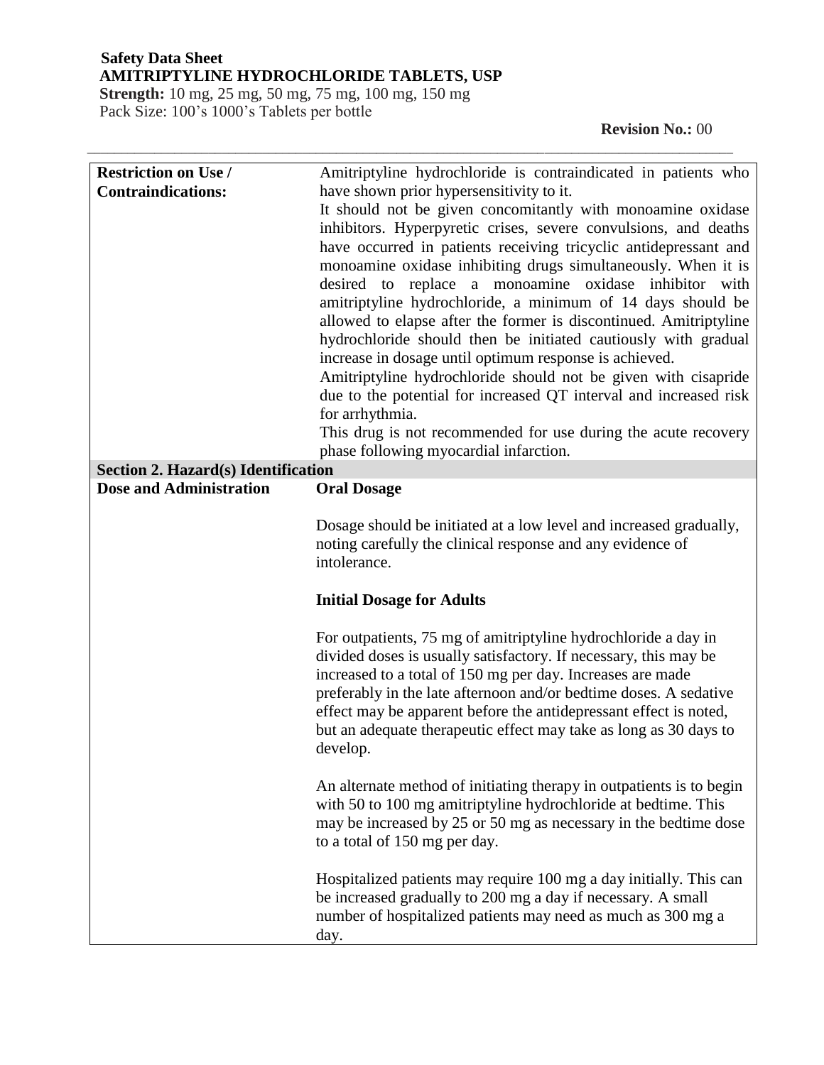| | |
|---|---|
| **Restriction on Use / Contraindications:** | Amitriptyline hydrochloride is contraindicated in patients who have shown prior hypersensitivity to it.<br>It should not be given concomitantly with monoamine oxidase inhibitors. Hyperpyretic crises, severe convulsions, and deaths have occurred in patients receiving tricyclic antidepressant and monoamine oxidase inhibiting drugs simultaneously. When it is desired to replace a monoamine oxidase inhibitor with amitriptyline hydrochloride, a minimum of 14 days should be allowed to elapse after the former is discontinued. Amitriptyline hydrochloride should then be initiated cautiously with gradual increase in dosage until optimum response is achieved.<br>Amitriptyline hydrochloride should not be given with cisapride due to the potential for increased QT interval and increased risk for arrhythmia.<br>This drug is not recommended for use during the acute recovery phase following myocardial infarction. |
| **Section 2. Hazard(s) Identification** | |
| **Dose and Administration** | **Oral Dosage**<br><br>Dosage should be initiated at a low level and increased gradually, noting carefully the clinical response and any evidence of intolerance.<br><br>**Initial Dosage for Adults**<br><br>For outpatients, 75 mg of amitriptyline hydrochloride a day in divided doses is usually satisfactory. If necessary, this may be increased to a total of 150 mg per day. Increases are made preferably in the late afternoon and/or bedtime doses. A sedative effect may be apparent before the antidepressant effect is noted, but an adequate therapeutic effect may take as long as 30 days to develop.<br><br>An alternate method of initiating therapy in outpatients is to begin with 50 to 100 mg amitriptyline hydrochloride at bedtime. This may be increased by 25 or 50 mg as necessary in the bedtime dose to a total of 150 mg per day.<br><br>Hospitalized patients may require 100 mg a day initially. This can be increased gradually to 200 mg a day if necessary. A small number of hospitalized patients may need as much as 300 mg a day. |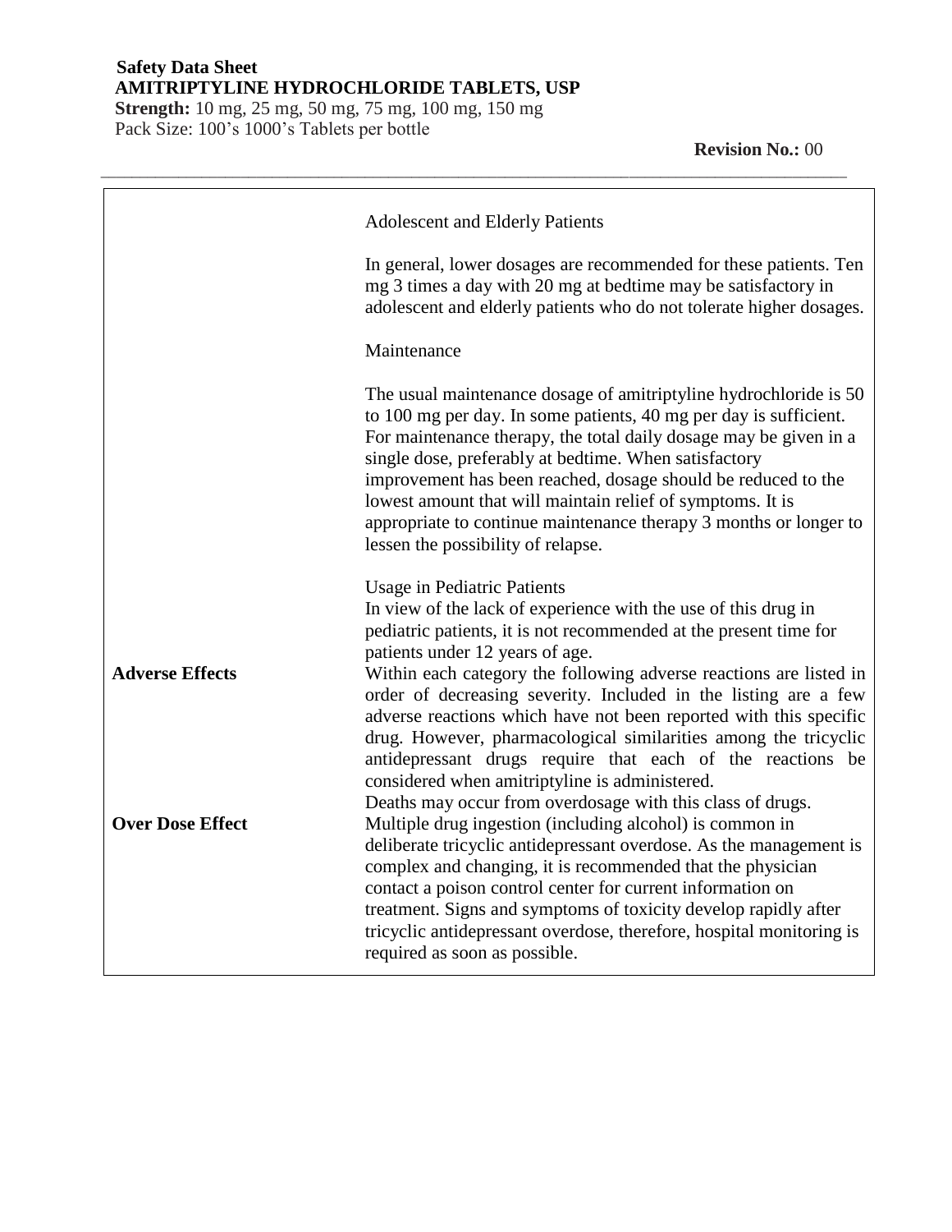| | |
|---|---|
| | Adolescent and Elderly Patients<br><br>In general, lower dosages are recommended for these patients. Ten mg 3 times a day with 20 mg at bedtime may be satisfactory in adolescent and elderly patients who do not tolerate higher dosages.<br><br>Maintenance<br><br>The usual maintenance dosage of amitriptyline hydrochloride is 50 to 100 mg per day. In some patients, 40 mg per day is sufficient. For maintenance therapy, the total daily dosage may be given in a single dose, preferably at bedtime. When satisfactory improvement has been reached, dosage should be reduced to the lowest amount that will maintain relief of symptoms. It is appropriate to continue maintenance therapy 3 months or longer to lessen the possibility of relapse.<br><br>Usage in Pediatric Patients<br>In view of the lack of experience with the use of this drug in pediatric patients, it is not recommended at the present time for patients under 12 years of age. |
| **Adverse Effects** | Within each category the following adverse reactions are listed in order of decreasing severity. Included in the listing are a few adverse reactions which have not been reported with this specific drug. However, pharmacological similarities among the tricyclic antidepressant drugs require that each of the reactions be considered when amitriptyline is administered. |
| **Over Dose Effect** | Deaths may occur from overdosage with this class of drugs. Multiple drug ingestion (including alcohol) is common in deliberate tricyclic antidepressant overdose. As the management is complex and changing, it is recommended that the physician contact a poison control center for current information on treatment. Signs and symptoms of toxicity develop rapidly after tricyclic antidepressant overdose, therefore, hospital monitoring is required as soon as possible. |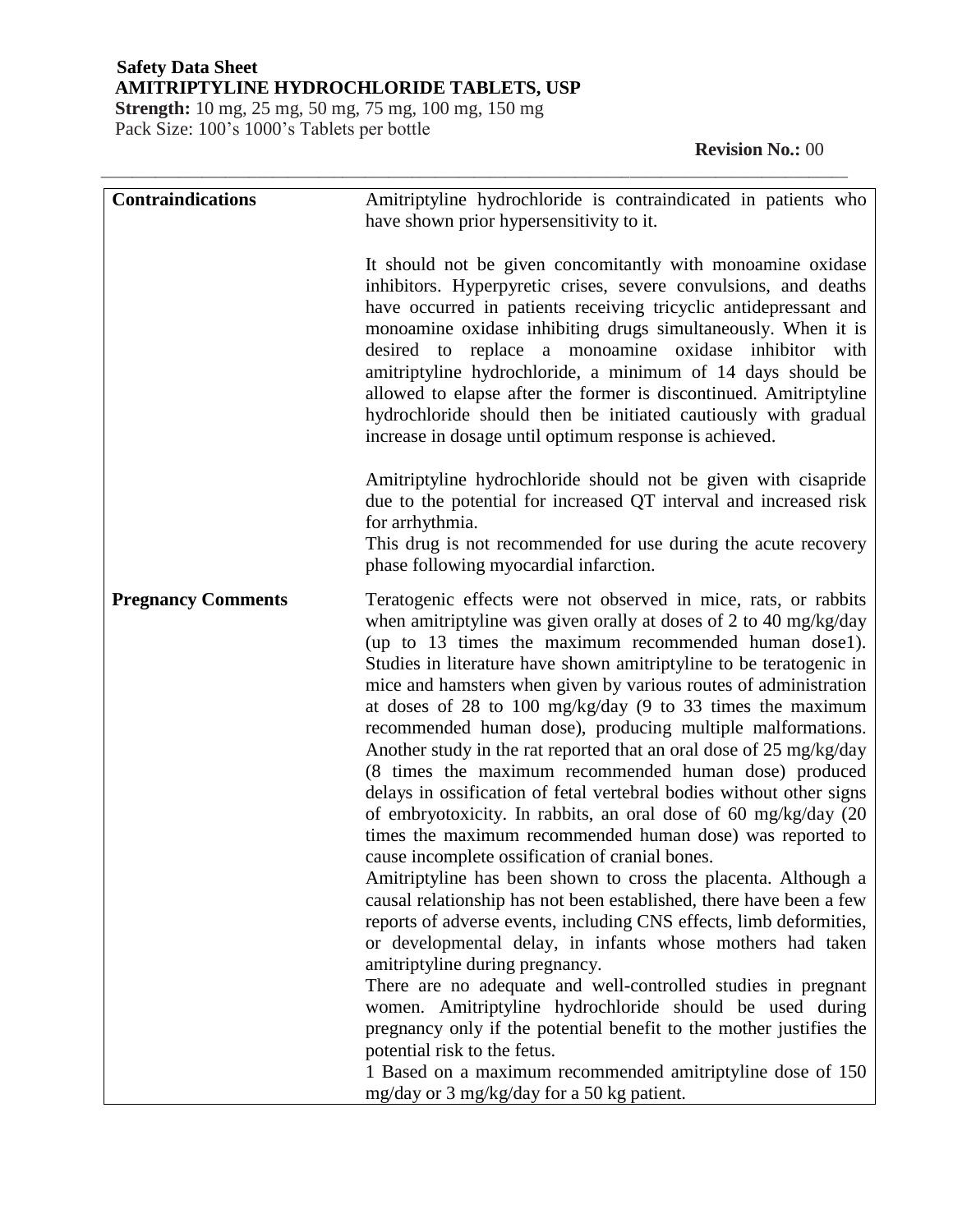| | |
|---|---|
| **Contraindications** | Amitriptyline hydrochloride is contraindicated in patients who have shown prior hypersensitivity to it.<br><br>It should not be given concomitantly with monoamine oxidase inhibitors. Hyperpyretic crises, severe convulsions, and deaths have occurred in patients receiving tricyclic antidepressant and monoamine oxidase inhibiting drugs simultaneously. When it is desired to replace a monoamine oxidase inhibitor with amitriptyline hydrochloride, a minimum of 14 days should be allowed to elapse after the former is discontinued. Amitriptyline hydrochloride should then be initiated cautiously with gradual increase in dosage until optimum response is achieved.<br><br>Amitriptyline hydrochloride should not be given with cisapride due to the potential for increased QT interval and increased risk for arrhythmia.<br>This drug is not recommended for use during the acute recovery phase following myocardial infarction. |
| **Pregnancy Comments** | Teratogenic effects were not observed in mice, rats, or rabbits when amitriptyline was given orally at doses of 2 to 40 mg/kg/day (up to 13 times the maximum recommended human dose[1]). Studies in literature have shown amitriptyline to be teratogenic in mice and hamsters when given by various routes of administration at doses of 28 to 100 mg/kg/day (9 to 33 times the maximum recommended human dose), producing multiple malformations. Another study in the rat reported that an oral dose of 25 mg/kg/day (8 times the maximum recommended human dose) produced delays in ossification of fetal vertebral bodies without other signs of embryotoxicity. In rabbits, an oral dose of 60 mg/kg/day (20 times the maximum recommended human dose) was reported to cause incomplete ossification of cranial bones.<br>Amitriptyline has been shown to cross the placenta. Although a causal relationship has not been established, there have been a few reports of adverse events, including CNS effects, limb deformities, or developmental delay, in infants whose mothers had taken amitriptyline during pregnancy.<br>There are no adequate and well-controlled studies in pregnant women. Amitriptyline hydrochloride should be used during pregnancy only if the potential benefit to the mother justifies the potential risk to the fetus.<br>1 Based on a maximum recommended amitriptyline dose of 150 mg/day or 3 mg/kg/day for a 50 kg patient. |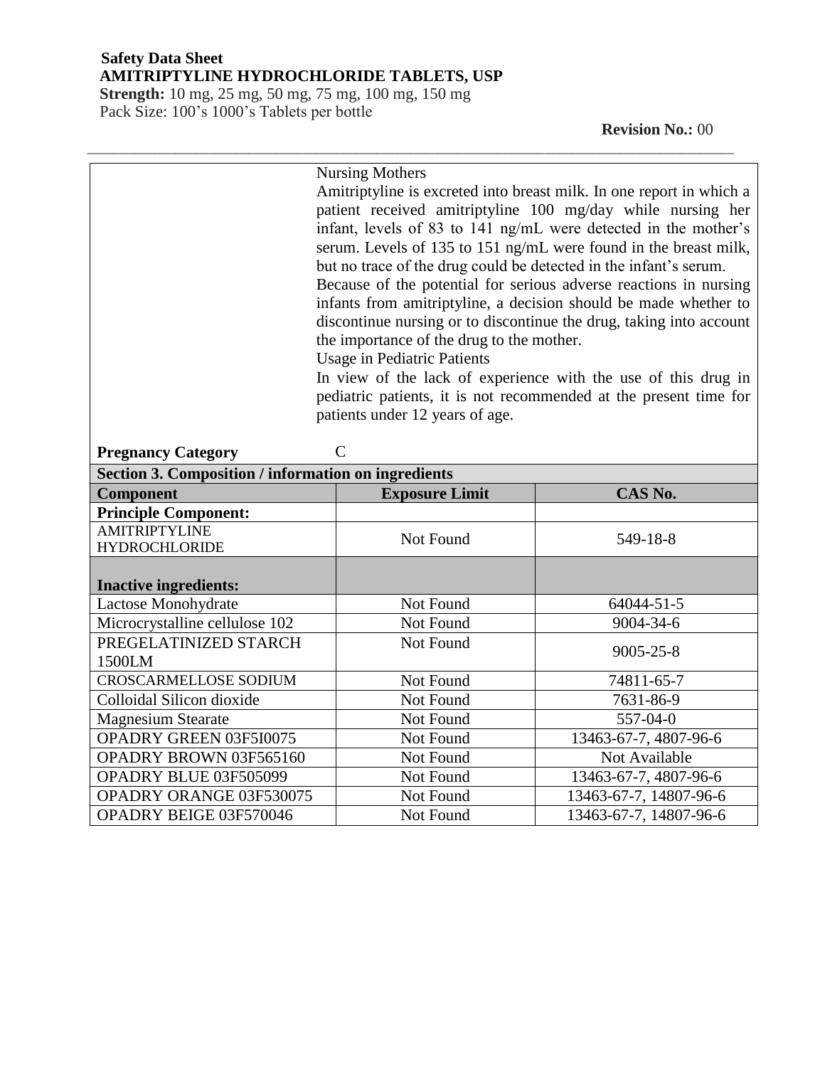Nursing Mothers

Amitriptyline is excreted into breast milk. In one report in which a patient received amitriptyline 100 mg/day while nursing her infant, levels of 83 to 141 ng/mL were detected in the mother's serum. Levels of 135 to 151 ng/mL were found in the breast milk, but no trace of the drug could be detected in the infant's serum.

Because of the potential for serious adverse reactions in nursing infants from amitriptyline, a decision should be made whether to discontinue nursing or to discontinue the drug, taking into account the importance of the drug to the mother.

Usage in Pediatric Patients

In view of the lack of experience with the use of this drug in pediatric patients, it is not recommended at the present time for patients under 12 years of age.

**Pregnancy Category** C

## Section 3. Composition / information on ingredients

| Component | Exposure Limit | CAS No. |
|---|---|---|
| **Principle Component:** | | |
| AMITRIPTYLINE HYDROCHLORIDE | Not Found | 549-18-8 |
| **Inactive ingredients:** | | |
| Lactose Monohydrate | Not Found | 64044-51-5 |
| Microcrystalline cellulose 102 | Not Found | 9004-34-6 |
| PREGELATINIZED STARCH 1500LM | Not Found | 9005-25-8 |
| CROSCARMELLOSE SODIUM | Not Found | 74811-65-7 |
| Colloidal Silicon dioxide | Not Found | 7631-86-9 |
| Magnesium Stearate | Not Found | 557-04-0 |
| OPADRY GREEN 03F5I0075 | Not Found | 13463-67-7, 4807-96-6 |
| OPADRY BROWN 03F565160 | Not Found | Not Available |
| OPADRY BLUE 03F505099 | Not Found | 13463-67-7, 4807-96-6 |
| OPADRY ORANGE 03F530075 | Not Found | 13463-67-7, 14807-96-6 |
| OPADRY BEIGE 03F570046 | Not Found | 13463-67-7, 14807-96-6 |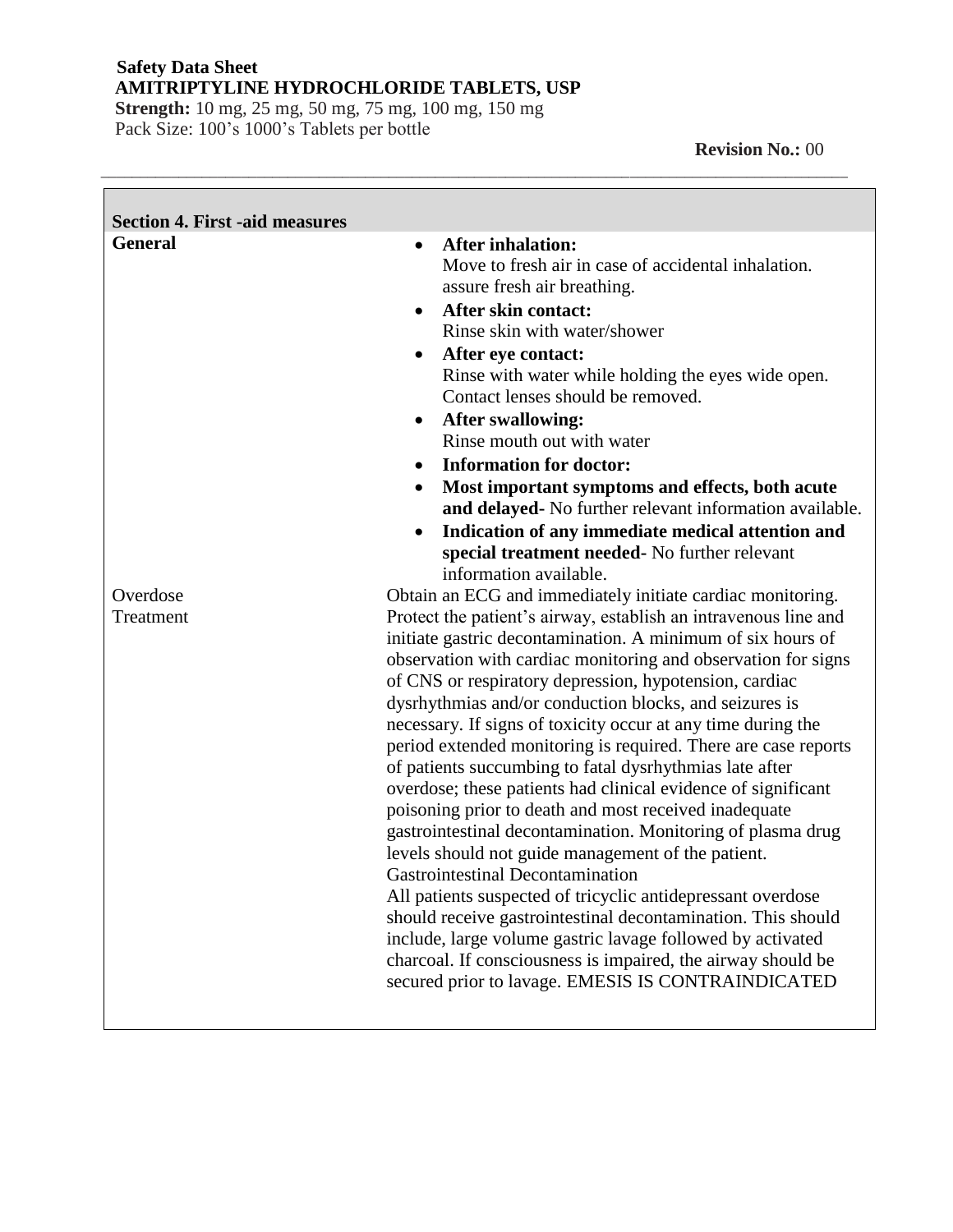**Safety Data Sheet**
**AMITRIPTYLINE HYDROCHLORIDE TABLETS, USP**
**Strength:** 10 mg, 25 mg, 50 mg, 75 mg, 100 mg, 150 mg
Pack Size: 100's 1000's Tablets per bottle

**Revision No.:** 00

## Section 4. First -aid measures

**General**

- **After inhalation:**
  Move to fresh air in case of accidental inhalation. assure fresh air breathing.
- **After skin contact:**
  Rinse skin with water/shower
- **After eye contact:**
  Rinse with water while holding the eyes wide open. Contact lenses should be removed.
- **After swallowing:**
  Rinse mouth out with water
- **Information for doctor:**
- **Most important symptoms and effects, both acute and delayed-** No further relevant information available.
- **Indication of any immediate medical attention and special treatment needed-** No further relevant information available.

**Overdose Treatment**

Obtain an ECG and immediately initiate cardiac monitoring. Protect the patient's airway, establish an intravenous line and initiate gastric decontamination. A minimum of six hours of observation with cardiac monitoring and observation for signs of CNS or respiratory depression, hypotension, cardiac dysrhythmias and/or conduction blocks, and seizures is necessary. If signs of toxicity occur at any time during the period extended monitoring is required. There are case reports of patients succumbing to fatal dysrhythmias late after overdose; these patients had clinical evidence of significant poisoning prior to death and most received inadequate gastrointestinal decontamination. Monitoring of plasma drug levels should not guide management of the patient.

Gastrointestinal Decontamination

All patients suspected of tricyclic antidepressant overdose should receive gastrointestinal decontamination. This should include, large volume gastric lavage followed by activated charcoal. If consciousness is impaired, the airway should be secured prior to lavage. EMESIS IS CONTRAINDICATED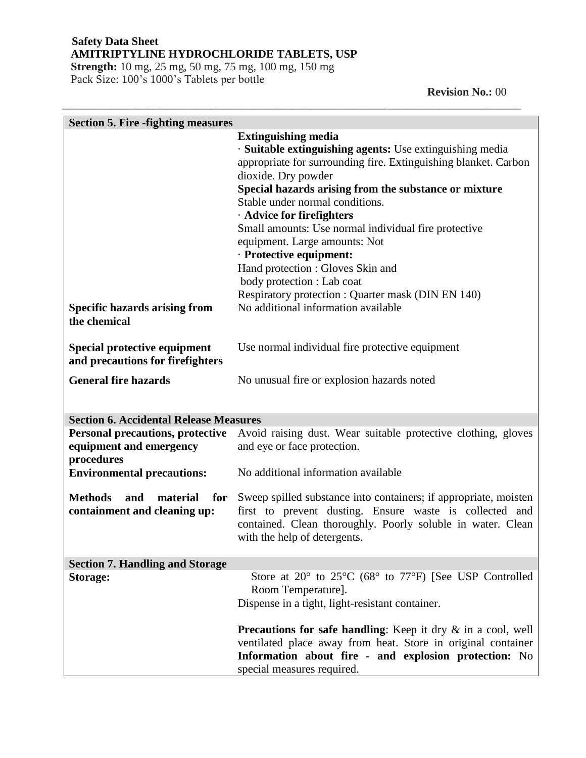**Safety Data Sheet**
**AMITRIPTYLINE HYDROCHLORIDE TABLETS, USP**
**Strength:** 10 mg, 25 mg, 50 mg, 75 mg, 100 mg, 150 mg
Pack Size: 100's 1000's Tablets per bottle

**Revision No.:** 00

| **Section 5. Fire -fighting measures** | |
|---|---|
| | **Extinguishing media**<br>· **Suitable extinguishing agents:** Use extinguishing media appropriate for surrounding fire. Extinguishing blanket. Carbon dioxide. Dry powder<br>**Special hazards arising from the substance or mixture**<br>Stable under normal conditions.<br>· **Advice for firefighters**<br>Small amounts: Use normal individual fire protective equipment. Large amounts: Not<br>· **Protective equipment:**<br>Hand protection : Gloves Skin and<br>body protection : Lab coat<br>Respiratory protection : Quarter mask (DIN EN 140) |
| **Specific hazards arising from the chemical** | No additional information available |
| **Special protective equipment and precautions for firefighters** | Use normal individual fire protective equipment |
| **General fire hazards** | No unusual fire or explosion hazards noted |

| **Section 6. Accidental Release Measures** | |
|---|---|
| **Personal precautions, protective equipment and emergency procedures** | Avoid raising dust. Wear suitable protective clothing, gloves and eye or face protection. |
| **Environmental precautions:** | No additional information available |
| **Methods and material for containment and cleaning up:** | Sweep spilled substance into containers; if appropriate, moisten first to prevent dusting. Ensure waste is collected and contained. Clean thoroughly. Poorly soluble in water. Clean with the help of detergents. |

| **Section 7. Handling and Storage** | |
|---|---|
| **Storage:** | Store at 20° to 25°C (68° to 77°F) [See USP Controlled Room Temperature].<br>Dispense in a tight, light-resistant container.<br><br>**Precautions for safe handling**: Keep it dry & in a cool, well ventilated place away from heat. Store in original container<br>**Information about fire - and explosion protection:** No special measures required. |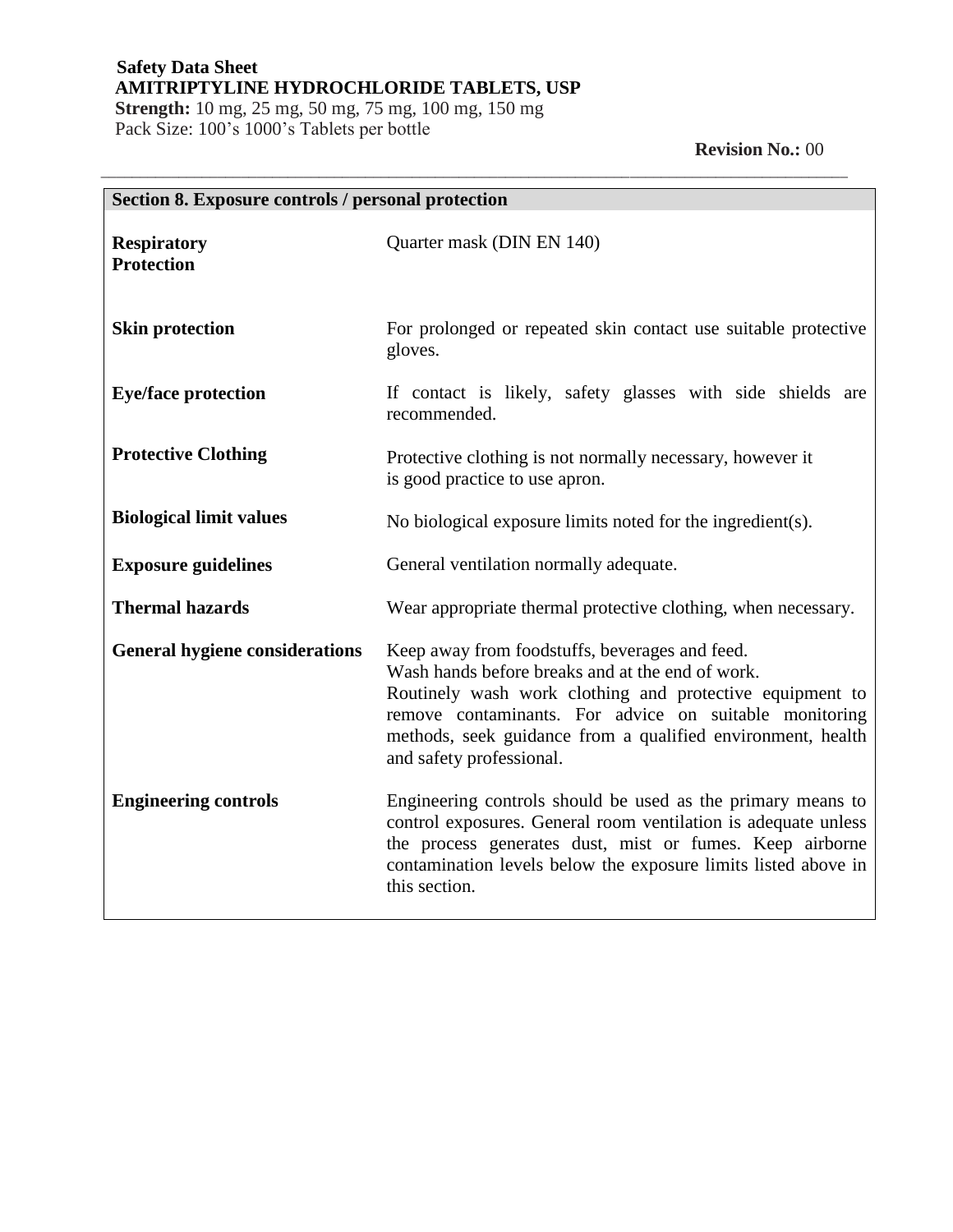## Section 8. Exposure controls / personal protection

| | |
|---|---|
| **Respiratory Protection** | Quarter mask (DIN EN 140) |
| **Skin protection** | For prolonged or repeated skin contact use suitable protective gloves. |
| **Eye/face protection** | If contact is likely, safety glasses with side shields are recommended. |
| **Protective Clothing** | Protective clothing is not normally necessary, however it is good practice to use apron. |
| **Biological limit values** | No biological exposure limits noted for the ingredient(s). |
| **Exposure guidelines** | General ventilation normally adequate. |
| **Thermal hazards** | Wear appropriate thermal protective clothing, when necessary. |
| **General hygiene considerations** | Keep away from foodstuffs, beverages and feed. Wash hands before breaks and at the end of work. Routinely wash work clothing and protective equipment to remove contaminants. For advice on suitable monitoring methods, seek guidance from a qualified environment, health and safety professional. |
| **Engineering controls** | Engineering controls should be used as the primary means to control exposures. General room ventilation is adequate unless the process generates dust, mist or fumes. Keep airborne contamination levels below the exposure limits listed above in this section. |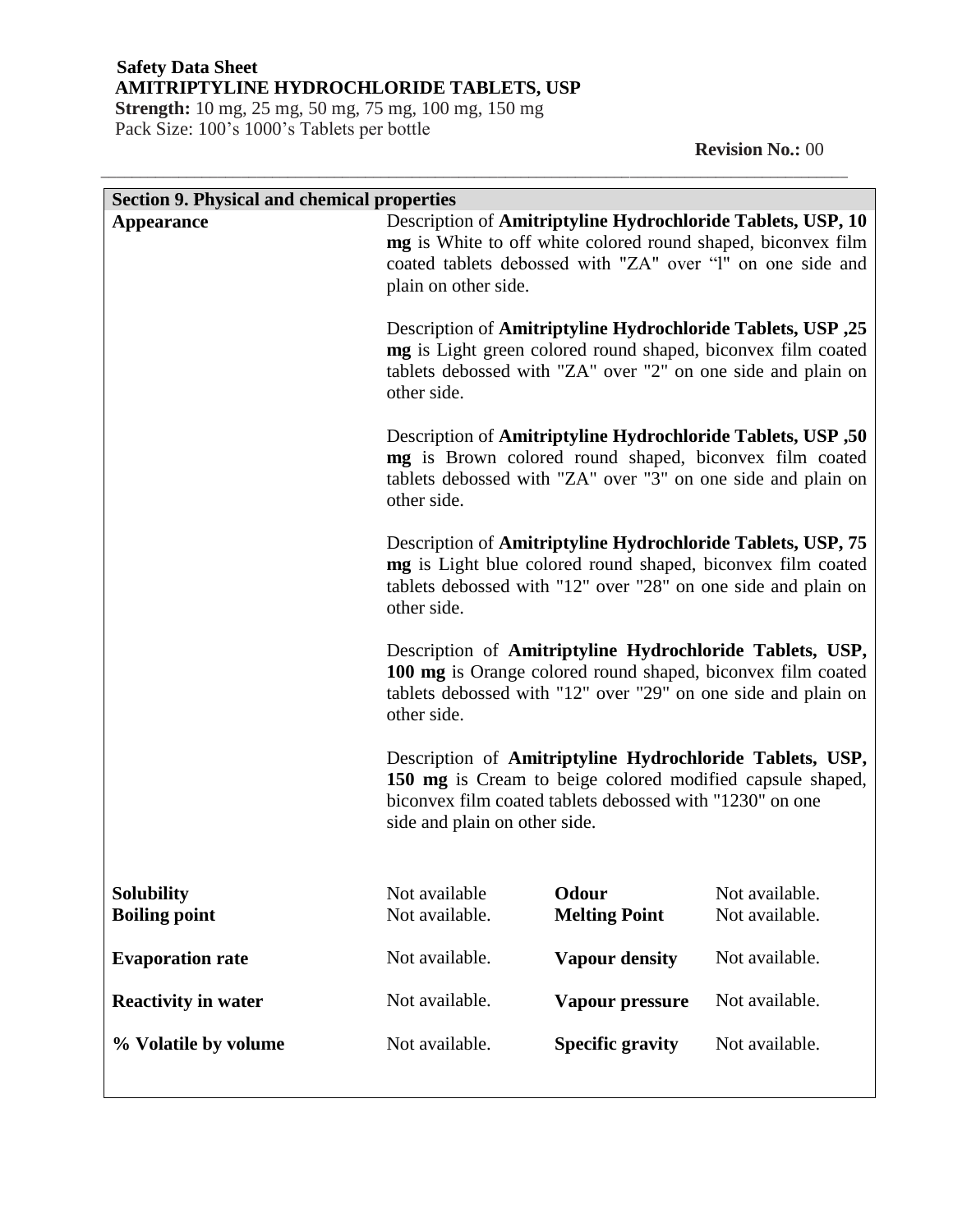**Safety Data Sheet**
**AMITRIPTYLINE HYDROCHLORIDE TABLETS, USP**
**Strength:** 10 mg, 25 mg, 50 mg, 75 mg, 100 mg, 150 mg
Pack Size: 100's 1000's Tablets per bottle

**Revision No.:** 00

## Section 9. Physical and chemical properties

**Appearance**

Description of **Amitriptyline Hydrochloride Tablets, USP, 10 mg** is White to off white colored round shaped, biconvex film coated tablets debossed with "ZA" over "l" on one side and plain on other side.

Description of **Amitriptyline Hydrochloride Tablets, USP ,25 mg** is Light green colored round shaped, biconvex film coated tablets debossed with "ZA" over "2" on one side and plain on other side.

Description of **Amitriptyline Hydrochloride Tablets, USP ,50 mg** is Brown colored round shaped, biconvex film coated tablets debossed with "ZA" over "3" on one side and plain on other side.

Description of **Amitriptyline Hydrochloride Tablets, USP, 75 mg** is Light blue colored round shaped, biconvex film coated tablets debossed with "12" over "28" on one side and plain on other side.

Description of **Amitriptyline Hydrochloride Tablets, USP, 100 mg** is Orange colored round shaped, biconvex film coated tablets debossed with "12" over "29" on one side and plain on other side.

Description of **Amitriptyline Hydrochloride Tablets, USP, 150 mg** is Cream to beige colored modified capsule shaped, biconvex film coated tablets debossed with "1230" on one side and plain on other side.

| | | | |
|---|---|---|---|
| **Solubility** | Not available | **Odour** | Not available. |
| **Boiling point** | Not available. | **Melting Point** | Not available. |
| **Evaporation rate** | Not available. | **Vapour density** | Not available. |
| **Reactivity in water** | Not available. | **Vapour pressure** | Not available. |
| **% Volatile by volume** | Not available. | **Specific gravity** | Not available. |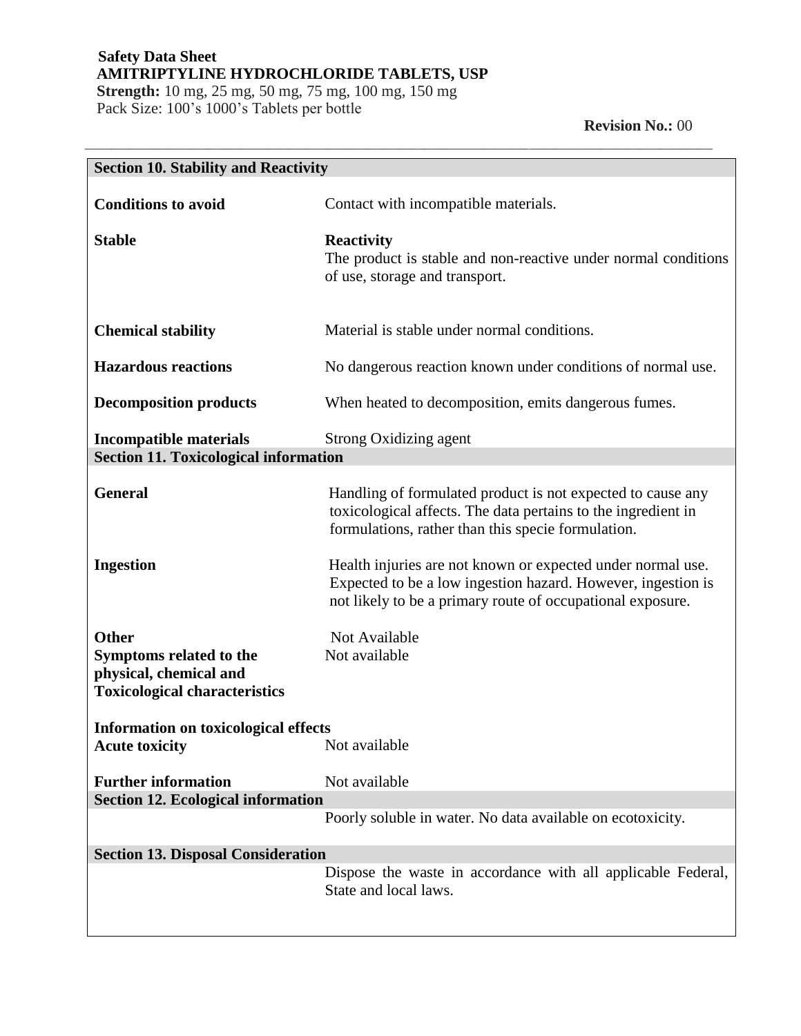## Section 10. Stability and Reactivity

**Conditions to avoid** Contact with incompatible materials.

**Stable**

**Reactivity**
The product is stable and non-reactive under normal conditions of use, storage and transport.

**Chemical stability** Material is stable under normal conditions.

**Hazardous reactions** No dangerous reaction known under conditions of normal use.

**Decomposition products** When heated to decomposition, emits dangerous fumes.

**Incompatible materials** Strong Oxidizing agent

## Section 11. Toxicological information

**General** Handling of formulated product is not expected to cause any toxicological affects. The data pertains to the ingredient in formulations, rather than this specie formulation.

**Ingestion** Health injuries are not known or expected under normal use. Expected to be a low ingestion hazard. However, ingestion is not likely to be a primary route of occupational exposure.

**Other** Not Available

**Symptoms related to the physical, chemical and Toxicological characteristics** Not available

**Information on toxicological effects**

**Acute toxicity** Not available

**Further information** Not available

## Section 12. Ecological information

Poorly soluble in water. No data available on ecotoxicity.

## Section 13. Disposal Consideration

Dispose the waste in accordance with all applicable Federal, State and local laws.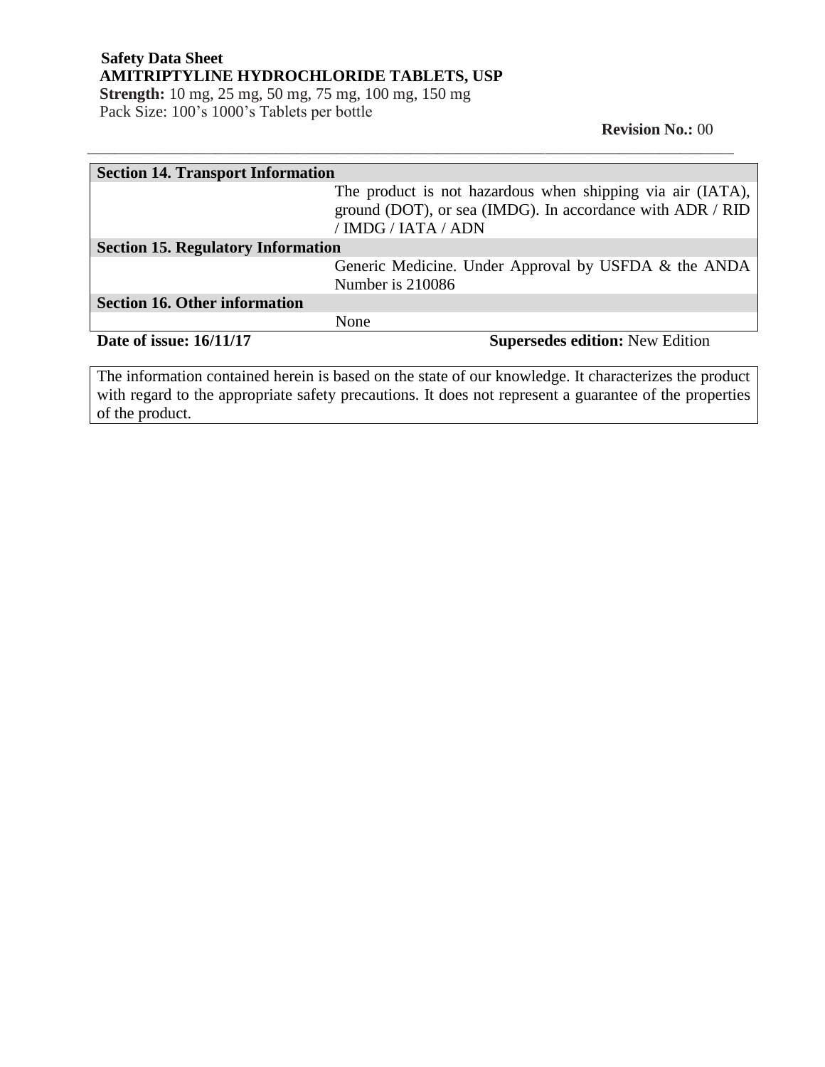| | |
|---|---|
| **Section 14. Transport Information** | |
| | The product is not hazardous when shipping via air (IATA), ground (DOT), or sea (IMDG). In accordance with ADR / RID / IMDG / IATA / ADN |
| **Section 15. Regulatory Information** | |
| | Generic Medicine. Under Approval by USFDA & the ANDA Number is 210086 |
| **Section 16. Other information** | |
| | None |

**Date of issue: 16/11/17** **Supersedes edition:** New Edition

The information contained herein is based on the state of our knowledge. It characterizes the product with regard to the appropriate safety precautions. It does not represent a guarantee of the properties of the product.